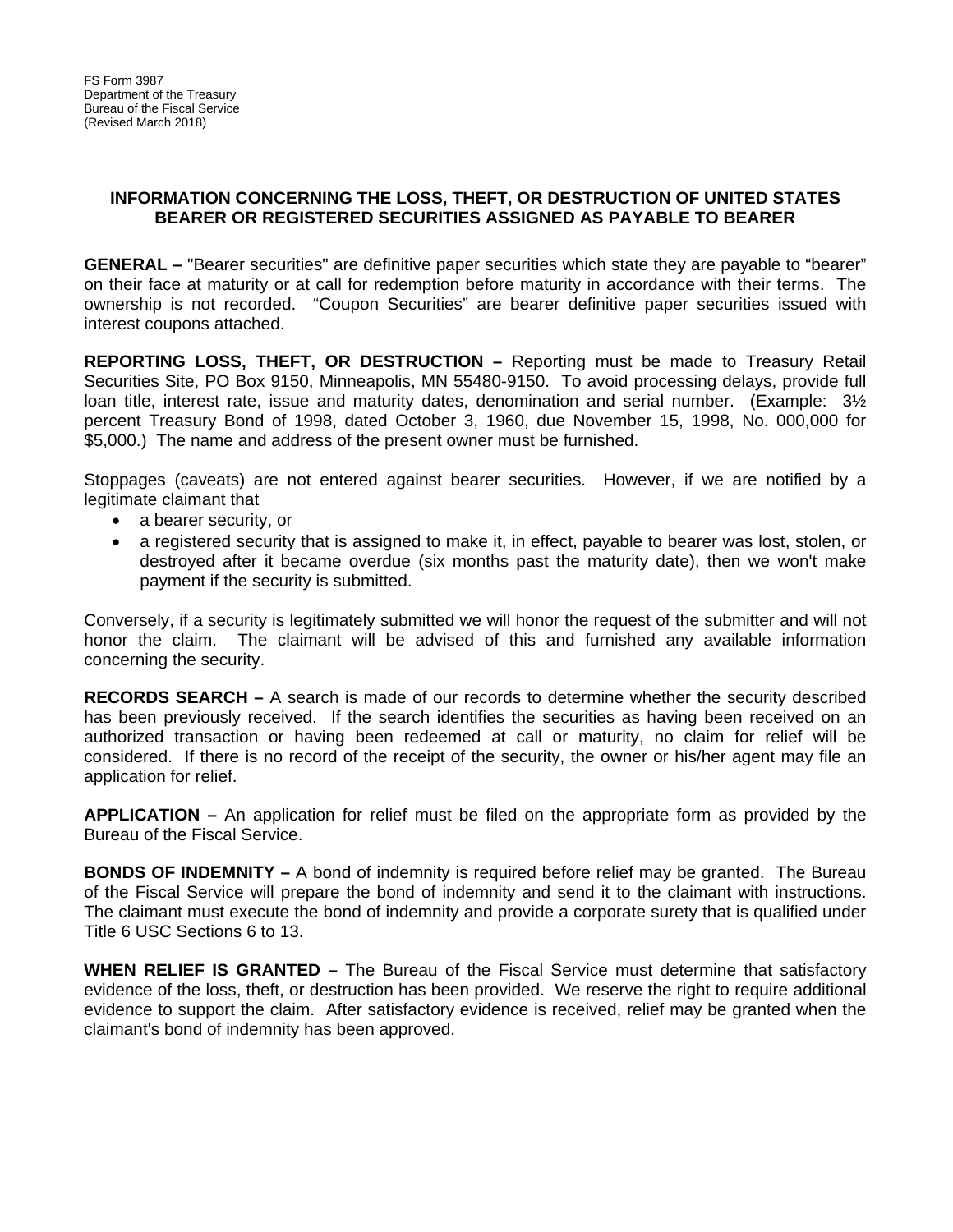FS Form 3987
Department of the Treasury
Bureau of the Fiscal Service
(Revised March 2018)

## INFORMATION CONCERNING THE LOSS, THEFT, OR DESTRUCTION OF UNITED STATES BEARER OR REGISTERED SECURITIES ASSIGNED AS PAYABLE TO BEARER

**GENERAL –** "Bearer securities" are definitive paper securities which state they are payable to "bearer" on their face at maturity or at call for redemption before maturity in accordance with their terms. The ownership is not recorded. "Coupon Securities" are bearer definitive paper securities issued with interest coupons attached.

**REPORTING LOSS, THEFT, OR DESTRUCTION –** Reporting must be made to Treasury Retail Securities Site, PO Box 9150, Minneapolis, MN 55480-9150. To avoid processing delays, provide full loan title, interest rate, issue and maturity dates, denomination and serial number. (Example: 3½ percent Treasury Bond of 1998, dated October 3, 1960, due November 15, 1998, No. 000,000 for $5,000.) The name and address of the present owner must be furnished.

Stoppages (caveats) are not entered against bearer securities. However, if we are notified by a legitimate claimant that

- a bearer security, or
- a registered security that is assigned to make it, in effect, payable to bearer was lost, stolen, or destroyed after it became overdue (six months past the maturity date), then we won't make payment if the security is submitted.

Conversely, if a security is legitimately submitted we will honor the request of the submitter and will not honor the claim. The claimant will be advised of this and furnished any available information concerning the security.

**RECORDS SEARCH –** A search is made of our records to determine whether the security described has been previously received. If the search identifies the securities as having been received on an authorized transaction or having been redeemed at call or maturity, no claim for relief will be considered. If there is no record of the receipt of the security, the owner or his/her agent may file an application for relief.

**APPLICATION –** An application for relief must be filed on the appropriate form as provided by the Bureau of the Fiscal Service.

**BONDS OF INDEMNITY –** A bond of indemnity is required before relief may be granted. The Bureau of the Fiscal Service will prepare the bond of indemnity and send it to the claimant with instructions. The claimant must execute the bond of indemnity and provide a corporate surety that is qualified under Title 6 USC Sections 6 to 13.

**WHEN RELIEF IS GRANTED –** The Bureau of the Fiscal Service must determine that satisfactory evidence of the loss, theft, or destruction has been provided. We reserve the right to require additional evidence to support the claim. After satisfactory evidence is received, relief may be granted when the claimant's bond of indemnity has been approved.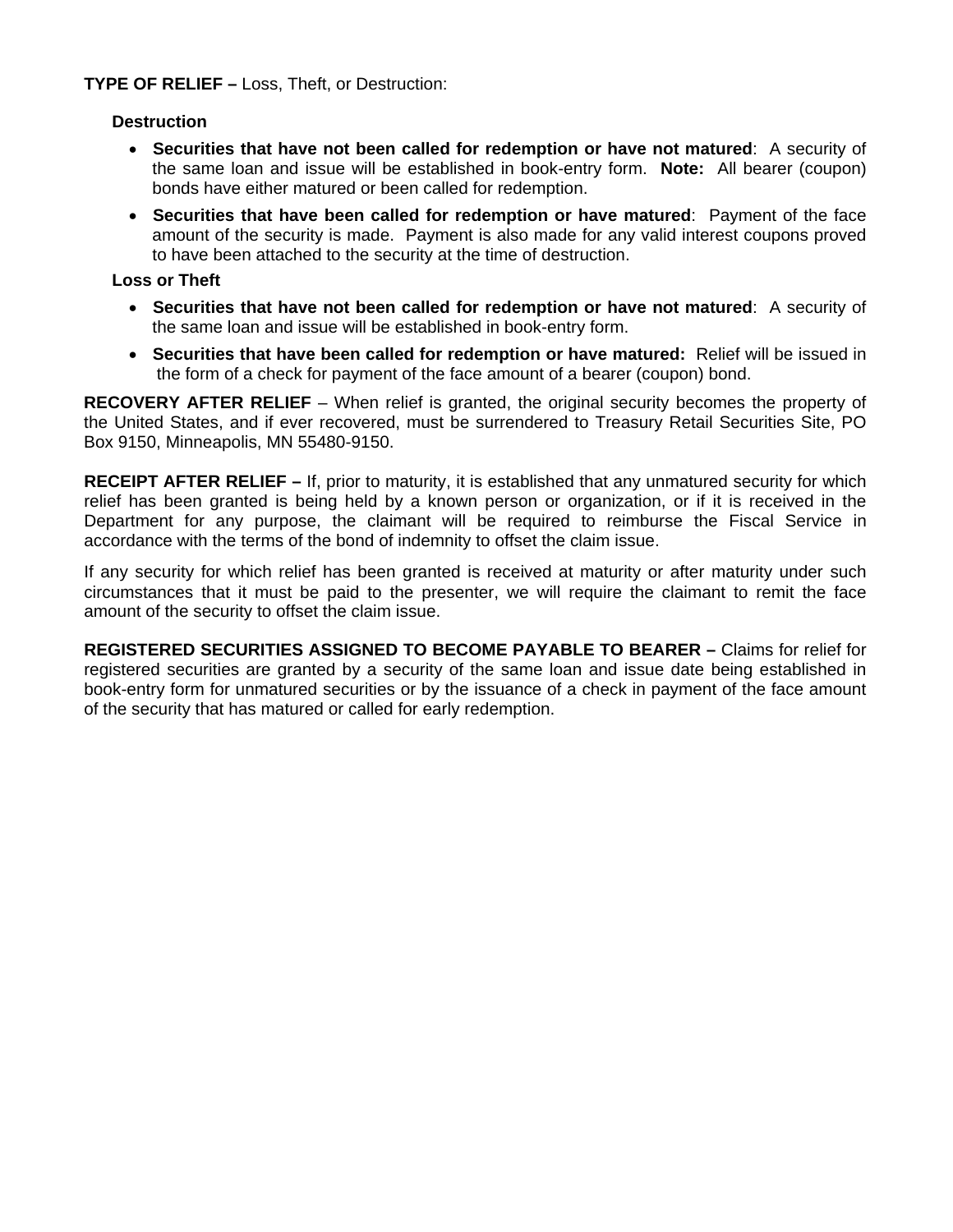**TYPE OF RELIEF –** Loss, Theft, or Destruction:

**Destruction**

- **Securities that have not been called for redemption or have not matured**: A security of the same loan and issue will be established in book-entry form. **Note:** All bearer (coupon) bonds have either matured or been called for redemption.
- **Securities that have been called for redemption or have matured**: Payment of the face amount of the security is made. Payment is also made for any valid interest coupons proved to have been attached to the security at the time of destruction.

**Loss or Theft**

- **Securities that have not been called for redemption or have not matured**: A security of the same loan and issue will be established in book-entry form.
- **Securities that have been called for redemption or have matured:** Relief will be issued in the form of a check for payment of the face amount of a bearer (coupon) bond.

**RECOVERY AFTER RELIEF** – When relief is granted, the original security becomes the property of the United States, and if ever recovered, must be surrendered to Treasury Retail Securities Site, PO Box 9150, Minneapolis, MN 55480-9150.

**RECEIPT AFTER RELIEF –** If, prior to maturity, it is established that any unmatured security for which relief has been granted is being held by a known person or organization, or if it is received in the Department for any purpose, the claimant will be required to reimburse the Fiscal Service in accordance with the terms of the bond of indemnity to offset the claim issue.

If any security for which relief has been granted is received at maturity or after maturity under such circumstances that it must be paid to the presenter, we will require the claimant to remit the face amount of the security to offset the claim issue.

**REGISTERED SECURITIES ASSIGNED TO BECOME PAYABLE TO BEARER –** Claims for relief for registered securities are granted by a security of the same loan and issue date being established in book-entry form for unmatured securities or by the issuance of a check in payment of the face amount of the security that has matured or called for early redemption.